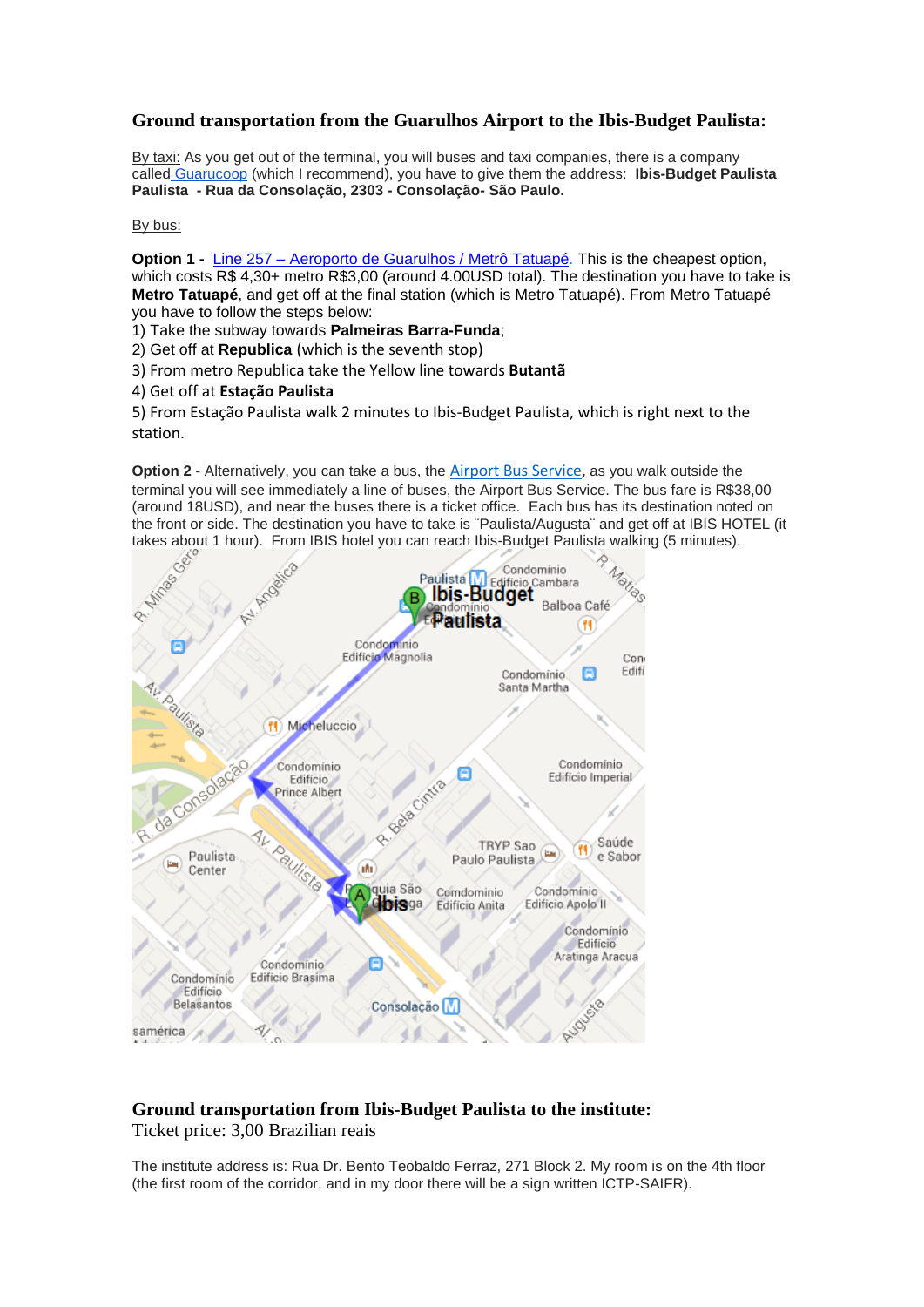## Ground transportation from the Guarulhos Airport to the Ibis-Budget Paulista:

By taxi: As you get out of the terminal, you will buses and taxi companies, there is a company called Guarucoop (which I recommend), you have to give them the address: **Ibis-Budget Paulista Paulista - Rua da Consolação, 2303 - Consolação- São Paulo.**

By bus:

**Option 1 -** Line 257 – Aeroporto de Guarulhos / Metrô Tatuapé. This is the cheapest option, which costs R$ 4,30+ metro R$3,00 (around 4.00USD total). The destination you have to take is **Metro Tatuapé**, and get off at the final station (which is Metro Tatuapé). From Metro Tatuapé you have to follow the steps below:

1) Take the subway towards **Palmeiras Barra-Funda**;
2) Get off at **Republica** (which is the seventh stop)
3) From metro Republica take the Yellow line towards **Butantã**
4) Get off at **Estação Paulista**
5) From Estação Paulista walk 2 minutes to Ibis-Budget Paulista, which is right next to the station.

**Option 2** - Alternatively, you can take a bus, the Airport Bus Service, as you walk outside the terminal you will see immediately a line of buses, the Airport Bus Service. The bus fare is R$38,00 (around 18USD), and near the buses there is a ticket office. Each bus has its destination noted on the front or side. The destination you have to take is ¨Paulista/Augusta¨ and get off at IBIS HOTEL (it takes about 1 hour). From IBIS hotel you can reach Ibis-Budget Paulista walking (5 minutes).

## Ground transportation from Ibis-Budget Paulista to the institute:

Ticket price: 3,00 Brazilian reais

The institute address is: Rua Dr. Bento Teobaldo Ferraz, 271 Block 2. My room is on the 4th floor (the first room of the corridor, and in my door there will be a sign written ICTP-SAIFR).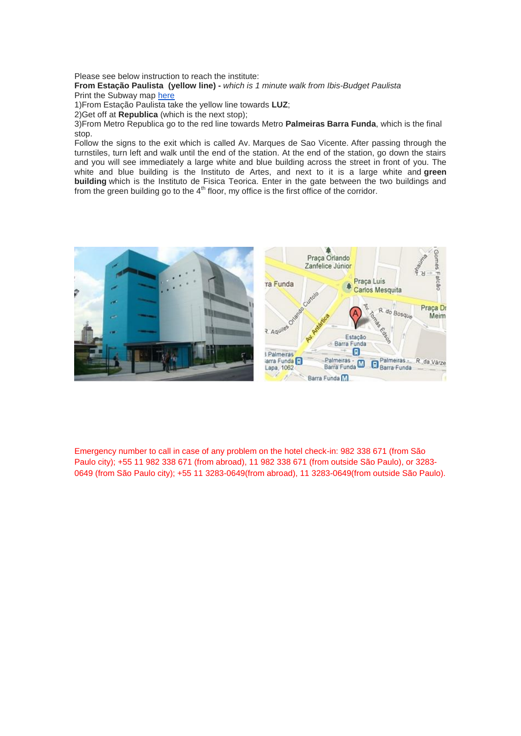Please see below instruction to reach the institute:

**From Estação Paulista (yellow line) -** *which is 1 minute walk from Ibis-Budget Paulista*

Print the Subway map here

1)From Estação Paulista take the yellow line towards **LUZ**;

2)Get off at **Republica** (which is the next stop);

3)From Metro Republica go to the red line towards Metro **Palmeiras Barra Funda**, which is the final stop.

Follow the signs to the exit which is called Av. Marques de Sao Vicente. After passing through the turnstiles, turn left and walk until the end of the station. At the end of the station, go down the stairs and you will see immediately a large white and blue building across the street in front of you. The white and blue building is the Instituto de Artes, and next to it is a large white and **green building** which is the Instituto de Fisica Teorica. Enter in the gate between the two buildings and from the green building go to the 4th floor, my office is the first office of the corridor.

Emergency number to call in case of any problem on the hotel check-in: 982 338 671 (from São Paulo city); +55 11 982 338 671 (from abroad), 11 982 338 671 (from outside São Paulo), or 3283-0649 (from São Paulo city); +55 11 3283-0649(from abroad), 11 3283-0649(from outside São Paulo).